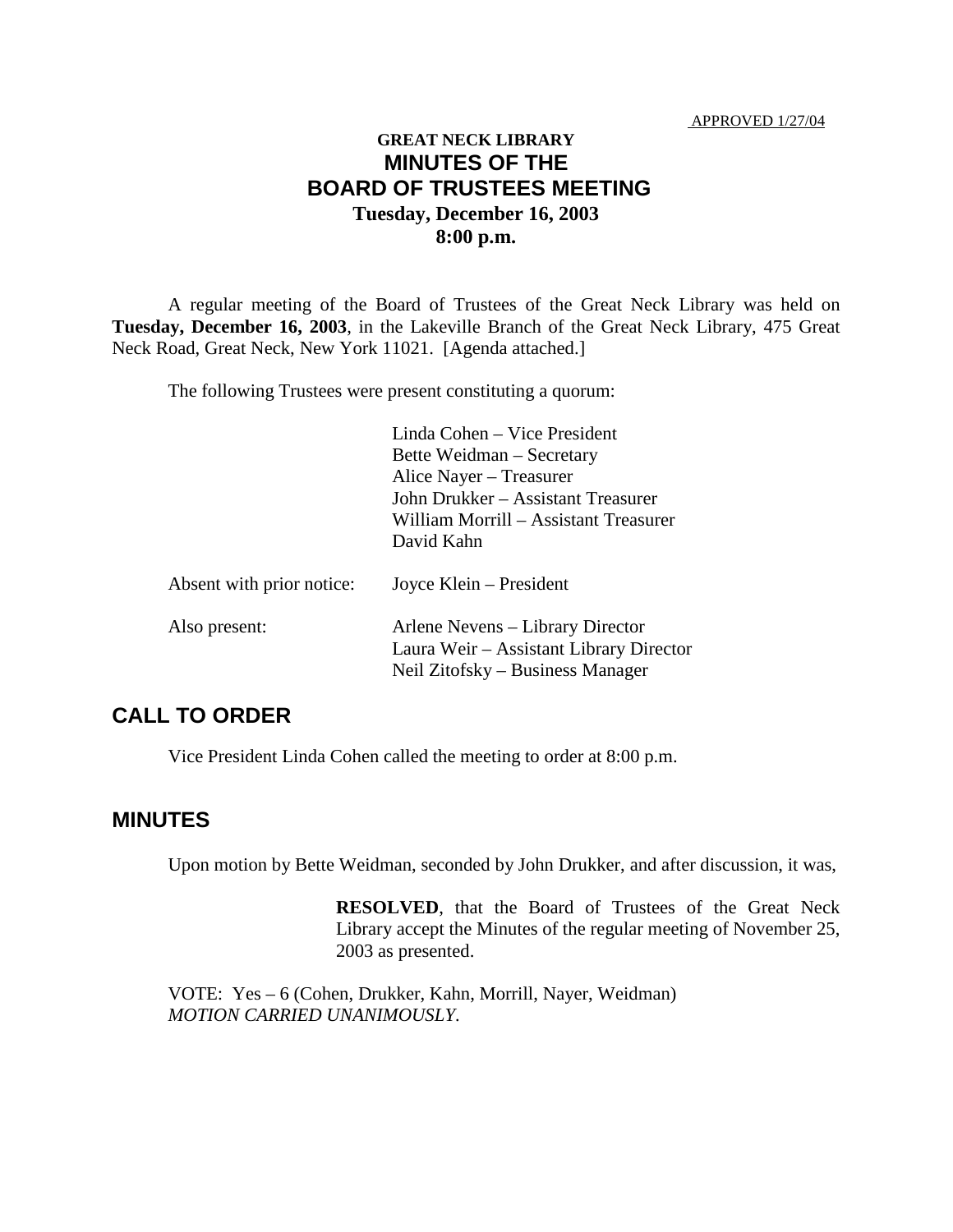APPROVED 1/27/04

# GREAT NECK LIBRARY
# MINUTES OF THE BOARD OF TRUSTEES MEETING
**Tuesday, December 16, 2003**
**8:00 p.m.**

A regular meeting of the Board of Trustees of the Great Neck Library was held on **Tuesday, December 16, 2003**, in the Lakeville Branch of the Great Neck Library, 475 Great Neck Road, Great Neck, New York 11021. [Agenda attached.]

The following Trustees were present constituting a quorum:

Linda Cohen – Vice President
Bette Weidman – Secretary
Alice Nayer – Treasurer
John Drukker – Assistant Treasurer
William Morrill – Assistant Treasurer
David Kahn

Absent with prior notice: Joyce Klein – President

Also present:
Arlene Nevens – Library Director
Laura Weir – Assistant Library Director
Neil Zitofsky – Business Manager

## CALL TO ORDER

Vice President Linda Cohen called the meeting to order at 8:00 p.m.

## MINUTES

Upon motion by Bette Weidman, seconded by John Drukker, and after discussion, it was,

> **RESOLVED**, that the Board of Trustees of the Great Neck Library accept the Minutes of the regular meeting of November 25, 2003 as presented.

VOTE: Yes – 6 (Cohen, Drukker, Kahn, Morrill, Nayer, Weidman)
*MOTION CARRIED UNANIMOUSLY*.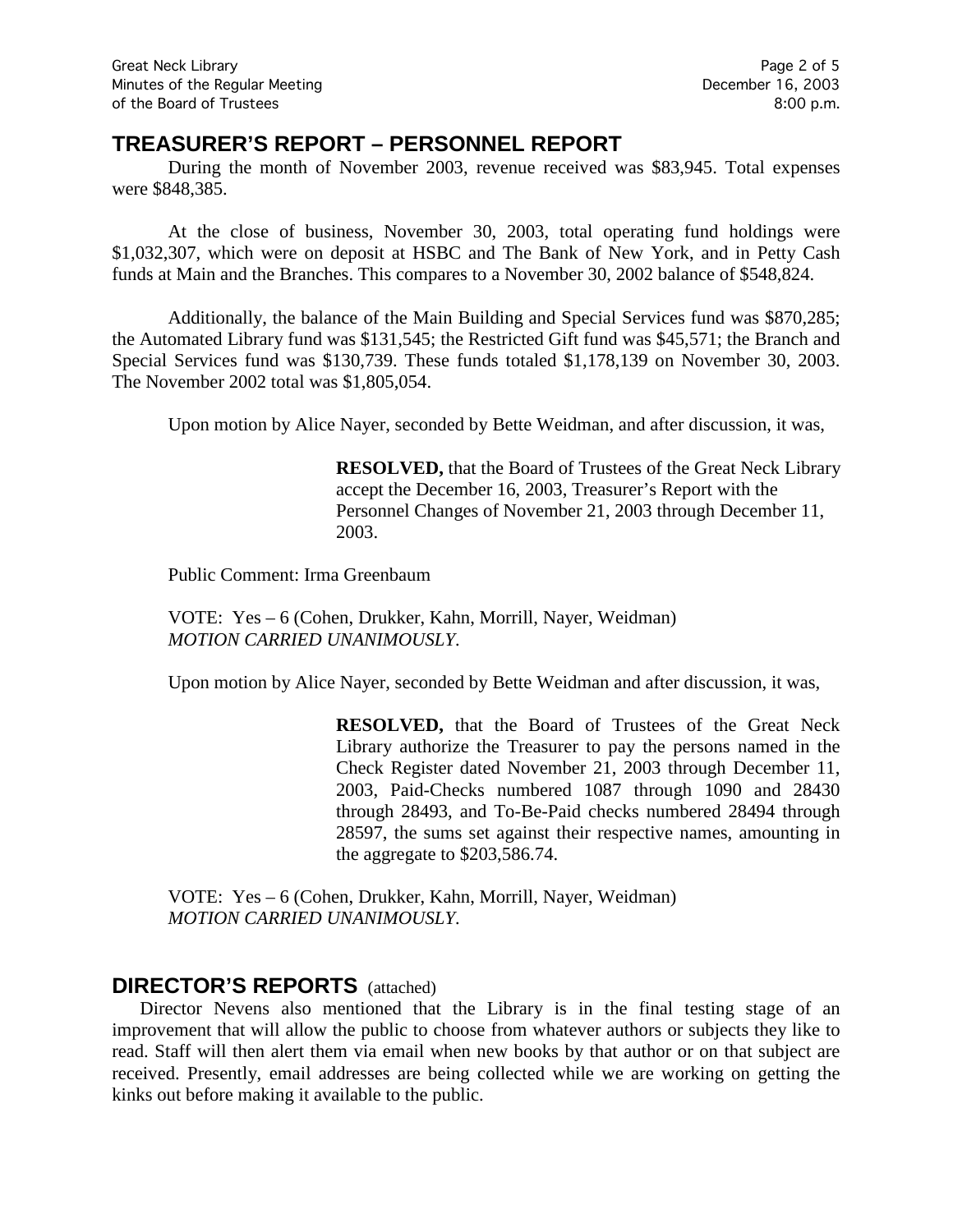## TREASURER'S REPORT – PERSONNEL REPORT

During the month of November 2003, revenue received was $83,945. Total expenses were $848,385.

At the close of business, November 30, 2003, total operating fund holdings were $1,032,307, which were on deposit at HSBC and The Bank of New York, and in Petty Cash funds at Main and the Branches. This compares to a November 30, 2002 balance of $548,824.

Additionally, the balance of the Main Building and Special Services fund was $870,285; the Automated Library fund was $131,545; the Restricted Gift fund was $45,571; the Branch and Special Services fund was $130,739. These funds totaled $1,178,139 on November 30, 2003. The November 2002 total was $1,805,054.

Upon motion by Alice Nayer, seconded by Bette Weidman, and after discussion, it was,

> **RESOLVED,** that the Board of Trustees of the Great Neck Library accept the December 16, 2003, Treasurer's Report with the Personnel Changes of November 21, 2003 through December 11, 2003.

Public Comment: Irma Greenbaum

VOTE: Yes – 6 (Cohen, Drukker, Kahn, Morrill, Nayer, Weidman)
*MOTION CARRIED UNANIMOUSLY.*

Upon motion by Alice Nayer, seconded by Bette Weidman and after discussion, it was,

> **RESOLVED,** that the Board of Trustees of the Great Neck Library authorize the Treasurer to pay the persons named in the Check Register dated November 21, 2003 through December 11, 2003, Paid-Checks numbered 1087 through 1090 and 28430 through 28493, and To-Be-Paid checks numbered 28494 through 28597, the sums set against their respective names, amounting in the aggregate to $203,586.74.

VOTE: Yes – 6 (Cohen, Drukker, Kahn, Morrill, Nayer, Weidman)
*MOTION CARRIED UNANIMOUSLY.*

## DIRECTOR'S REPORTS (attached)

Director Nevens also mentioned that the Library is in the final testing stage of an improvement that will allow the public to choose from whatever authors or subjects they like to read. Staff will then alert them via email when new books by that author or on that subject are received. Presently, email addresses are being collected while we are working on getting the kinks out before making it available to the public.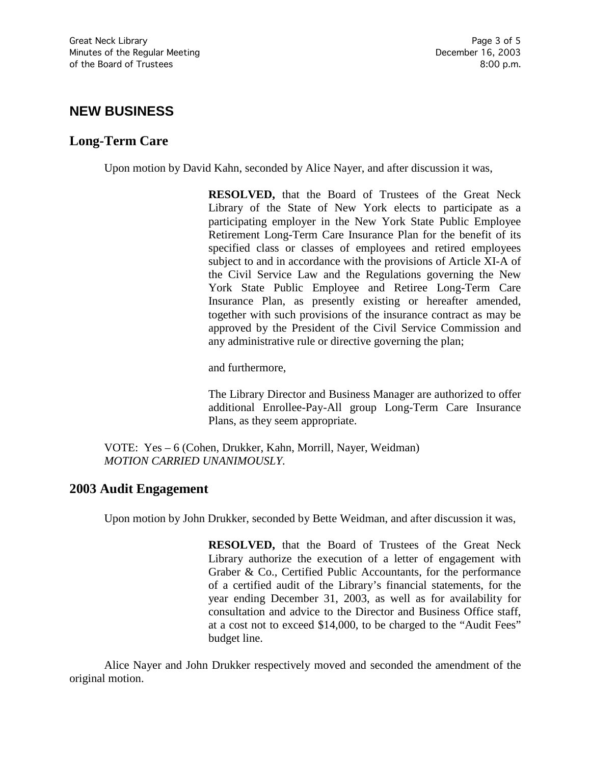## NEW BUSINESS

### Long-Term Care

Upon motion by David Kahn, seconded by Alice Nayer, and after discussion it was,

> **RESOLVED,** that the Board of Trustees of the Great Neck Library of the State of New York elects to participate as a participating employer in the New York State Public Employee Retirement Long-Term Care Insurance Plan for the benefit of its specified class or classes of employees and retired employees subject to and in accordance with the provisions of Article XI-A of the Civil Service Law and the Regulations governing the New York State Public Employee and Retiree Long-Term Care Insurance Plan, as presently existing or hereafter amended, together with such provisions of the insurance contract as may be approved by the President of the Civil Service Commission and any administrative rule or directive governing the plan;
>
> and furthermore,
>
> The Library Director and Business Manager are authorized to offer additional Enrollee-Pay-All group Long-Term Care Insurance Plans, as they seem appropriate.

VOTE: Yes – 6 (Cohen, Drukker, Kahn, Morrill, Nayer, Weidman)
*MOTION CARRIED UNANIMOUSLY.*

### 2003 Audit Engagement

Upon motion by John Drukker, seconded by Bette Weidman, and after discussion it was,

> **RESOLVED,** that the Board of Trustees of the Great Neck Library authorize the execution of a letter of engagement with Graber & Co., Certified Public Accountants, for the performance of a certified audit of the Library's financial statements, for the year ending December 31, 2003, as well as for availability for consultation and advice to the Director and Business Office staff, at a cost not to exceed $14,000, to be charged to the "Audit Fees" budget line.

Alice Nayer and John Drukker respectively moved and seconded the amendment of the original motion.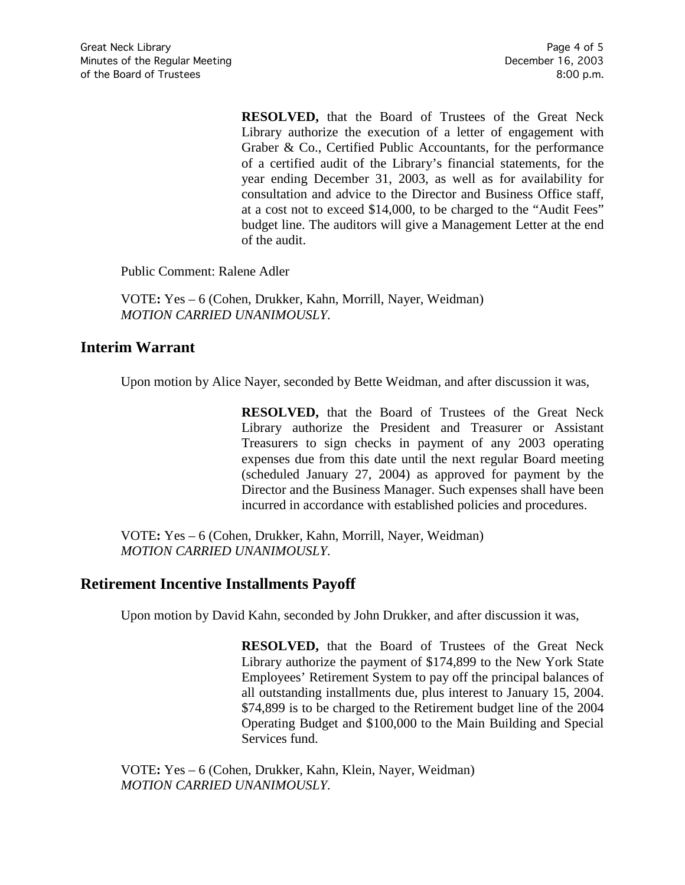**RESOLVED,** that the Board of Trustees of the Great Neck Library authorize the execution of a letter of engagement with Graber & Co., Certified Public Accountants, for the performance of a certified audit of the Library's financial statements, for the year ending December 31, 2003, as well as for availability for consultation and advice to the Director and Business Office staff, at a cost not to exceed $14,000, to be charged to the "Audit Fees" budget line. The auditors will give a Management Letter at the end of the audit.

Public Comment: Ralene Adler

VOTE**:** Yes – 6 (Cohen, Drukker, Kahn, Morrill, Nayer, Weidman)
*MOTION CARRIED UNANIMOUSLY.*

## Interim Warrant

Upon motion by Alice Nayer, seconded by Bette Weidman, and after discussion it was,

**RESOLVED,** that the Board of Trustees of the Great Neck Library authorize the President and Treasurer or Assistant Treasurers to sign checks in payment of any 2003 operating expenses due from this date until the next regular Board meeting (scheduled January 27, 2004) as approved for payment by the Director and the Business Manager. Such expenses shall have been incurred in accordance with established policies and procedures.

VOTE**:** Yes – 6 (Cohen, Drukker, Kahn, Morrill, Nayer, Weidman)
*MOTION CARRIED UNANIMOUSLY.*

## Retirement Incentive Installments Payoff

Upon motion by David Kahn, seconded by John Drukker, and after discussion it was,

**RESOLVED,** that the Board of Trustees of the Great Neck Library authorize the payment of $174,899 to the New York State Employees' Retirement System to pay off the principal balances of all outstanding installments due, plus interest to January 15, 2004. $74,899 is to be charged to the Retirement budget line of the 2004 Operating Budget and $100,000 to the Main Building and Special Services fund.

VOTE**:** Yes – 6 (Cohen, Drukker, Kahn, Klein, Nayer, Weidman)
*MOTION CARRIED UNANIMOUSLY.*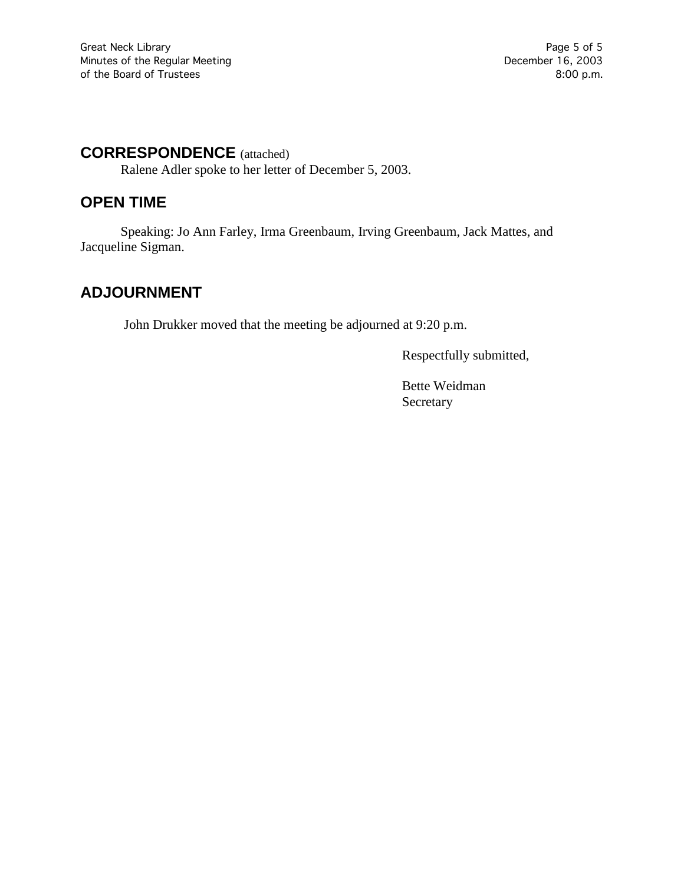## CORRESPONDENCE (attached)

Ralene Adler spoke to her letter of December 5, 2003.

## OPEN TIME

Speaking: Jo Ann Farley, Irma Greenbaum, Irving Greenbaum, Jack Mattes, and Jacqueline Sigman.

## ADJOURNMENT

John Drukker moved that the meeting be adjourned at 9:20 p.m.

Respectfully submitted,

Bette Weidman
Secretary